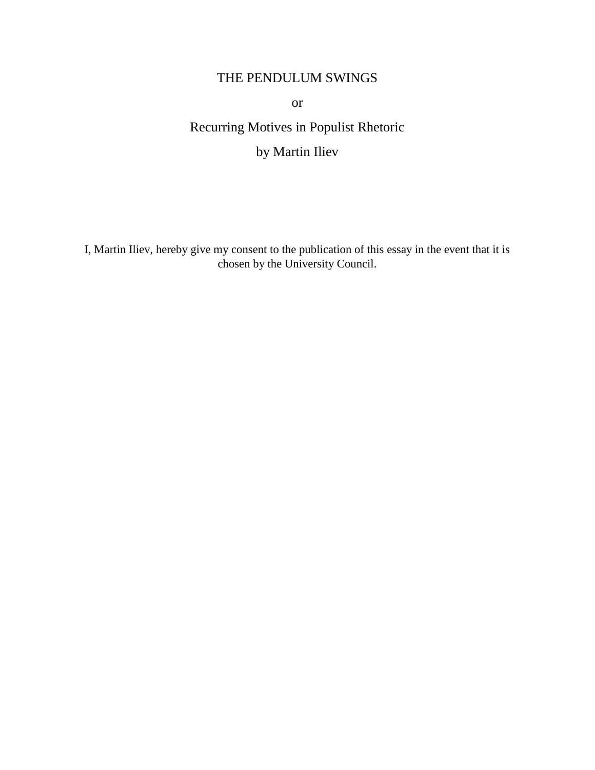# THE PENDULUM SWINGS

or

Recurring Motives in Populist Rhetoric

by Martin Iliev

I, Martin Iliev, hereby give my consent to the publication of this essay in the event that it is chosen by the University Council.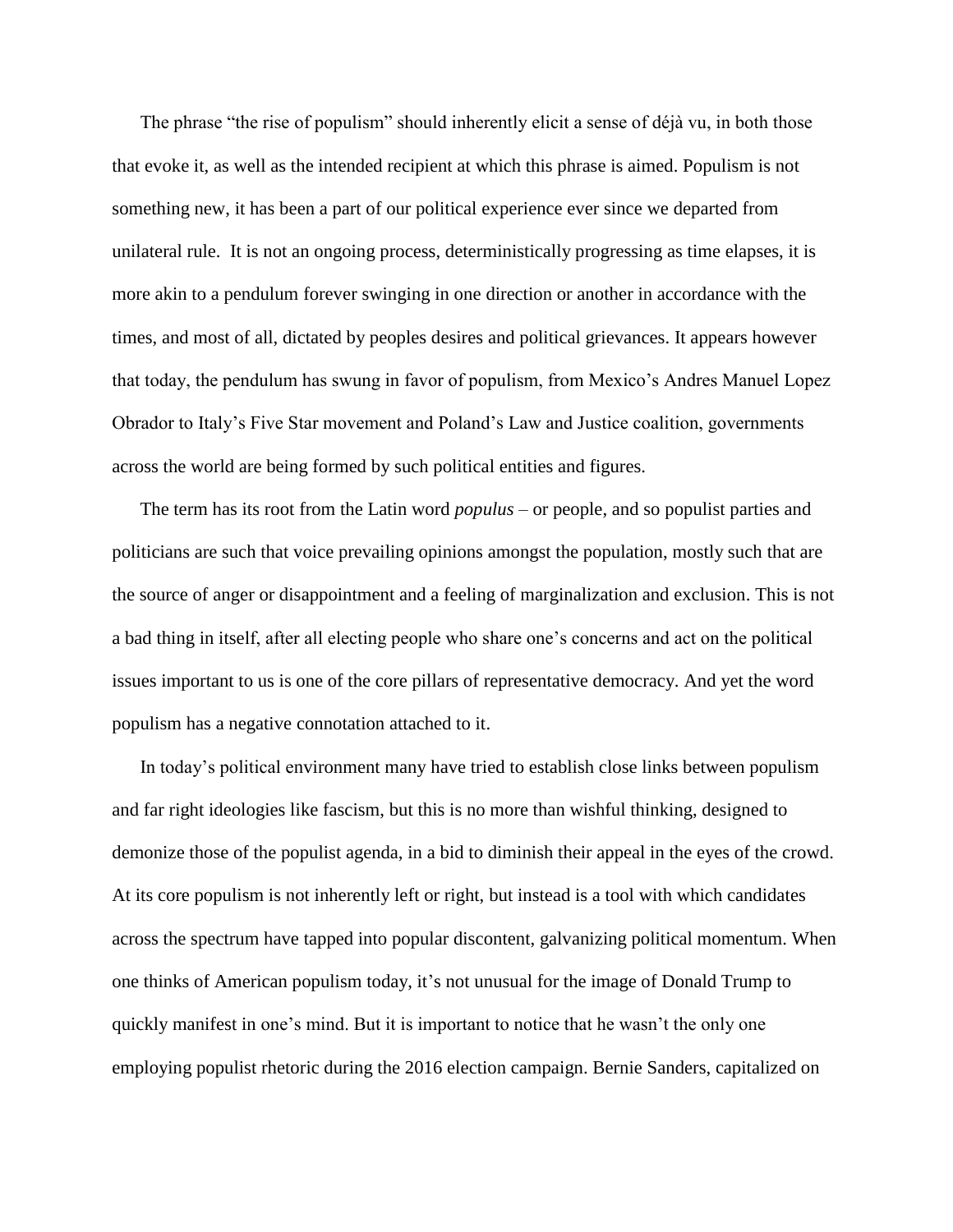The phrase "the rise of populism" should inherently elicit a sense of déjà vu, in both those that evoke it, as well as the intended recipient at which this phrase is aimed. Populism is not something new, it has been a part of our political experience ever since we departed from unilateral rule.  It is not an ongoing process, deterministically progressing as time elapses, it is more akin to a pendulum forever swinging in one direction or another in accordance with the times, and most of all, dictated by peoples desires and political grievances. It appears however that today, the pendulum has swung in favor of populism, from Mexico's Andres Manuel Lopez Obrador to Italy's Five Star movement and Poland's Law and Justice coalition, governments across the world are being formed by such political entities and figures.

The term has its root from the Latin word *populus* – or people, and so populist parties and politicians are such that voice prevailing opinions amongst the population, mostly such that are the source of anger or disappointment and a feeling of marginalization and exclusion. This is not a bad thing in itself, after all electing people who share one's concerns and act on the political issues important to us is one of the core pillars of representative democracy. And yet the word populism has a negative connotation attached to it.

In today's political environment many have tried to establish close links between populism and far right ideologies like fascism, but this is no more than wishful thinking, designed to demonize those of the populist agenda, in a bid to diminish their appeal in the eyes of the crowd. At its core populism is not inherently left or right, but instead is a tool with which candidates across the spectrum have tapped into popular discontent, galvanizing political momentum. When one thinks of American populism today, it's not unusual for the image of Donald Trump to quickly manifest in one's mind. But it is important to notice that he wasn't the only one employing populist rhetoric during the 2016 election campaign. Bernie Sanders, capitalized on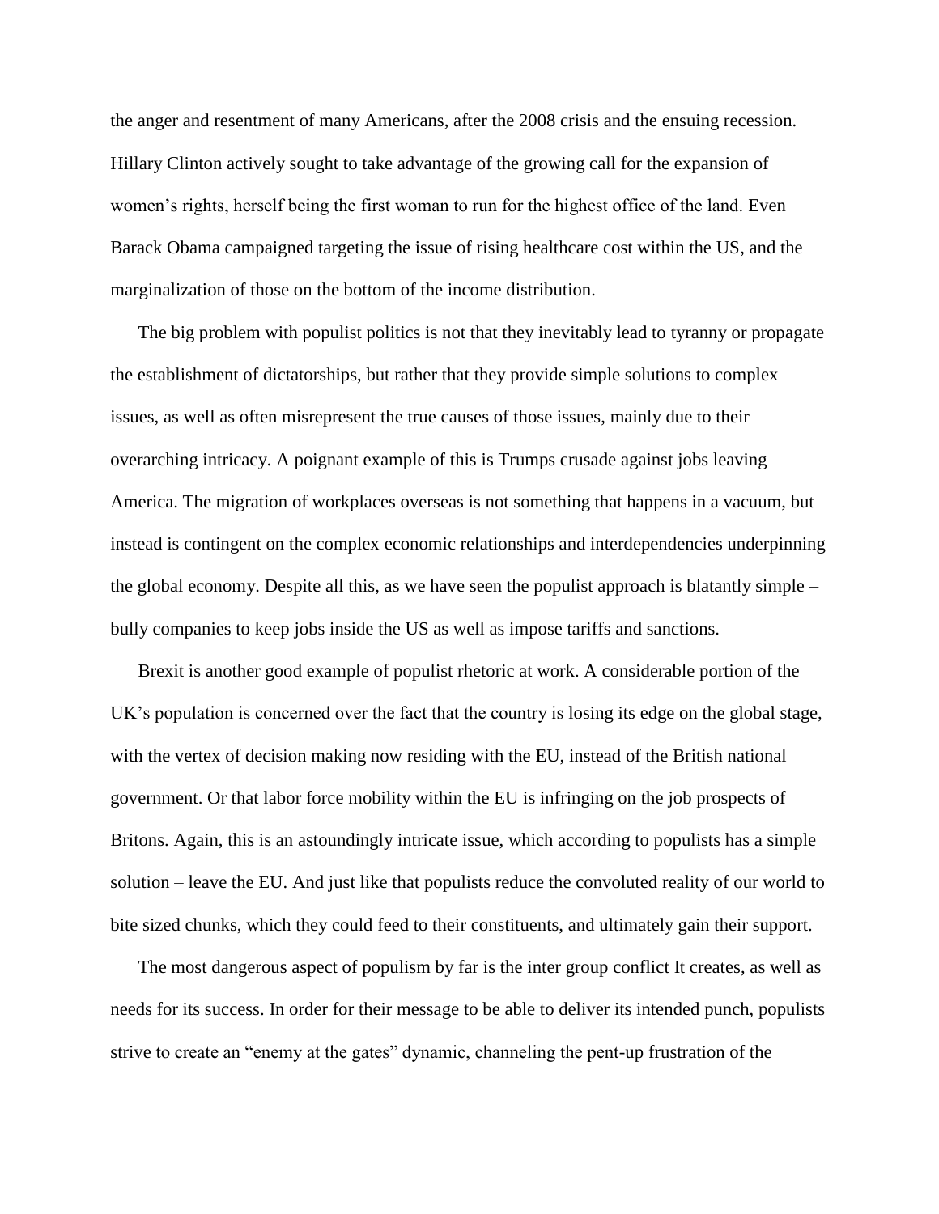the anger and resentment of many Americans, after the 2008 crisis and the ensuing recession. Hillary Clinton actively sought to take advantage of the growing call for the expansion of women's rights, herself being the first woman to run for the highest office of the land. Even Barack Obama campaigned targeting the issue of rising healthcare cost within the US, and the marginalization of those on the bottom of the income distribution.

The big problem with populist politics is not that they inevitably lead to tyranny or propagate the establishment of dictatorships, but rather that they provide simple solutions to complex issues, as well as often misrepresent the true causes of those issues, mainly due to their overarching intricacy. A poignant example of this is Trumps crusade against jobs leaving America. The migration of workplaces overseas is not something that happens in a vacuum, but instead is contingent on the complex economic relationships and interdependencies underpinning the global economy. Despite all this, as we have seen the populist approach is blatantly simple – bully companies to keep jobs inside the US as well as impose tariffs and sanctions.

Brexit is another good example of populist rhetoric at work. A considerable portion of the UK's population is concerned over the fact that the country is losing its edge on the global stage, with the vertex of decision making now residing with the EU, instead of the British national government. Or that labor force mobility within the EU is infringing on the job prospects of Britons. Again, this is an astoundingly intricate issue, which according to populists has a simple solution – leave the EU. And just like that populists reduce the convoluted reality of our world to bite sized chunks, which they could feed to their constituents, and ultimately gain their support.

The most dangerous aspect of populism by far is the inter group conflict It creates, as well as needs for its success. In order for their message to be able to deliver its intended punch, populists strive to create an "enemy at the gates" dynamic, channeling the pent-up frustration of the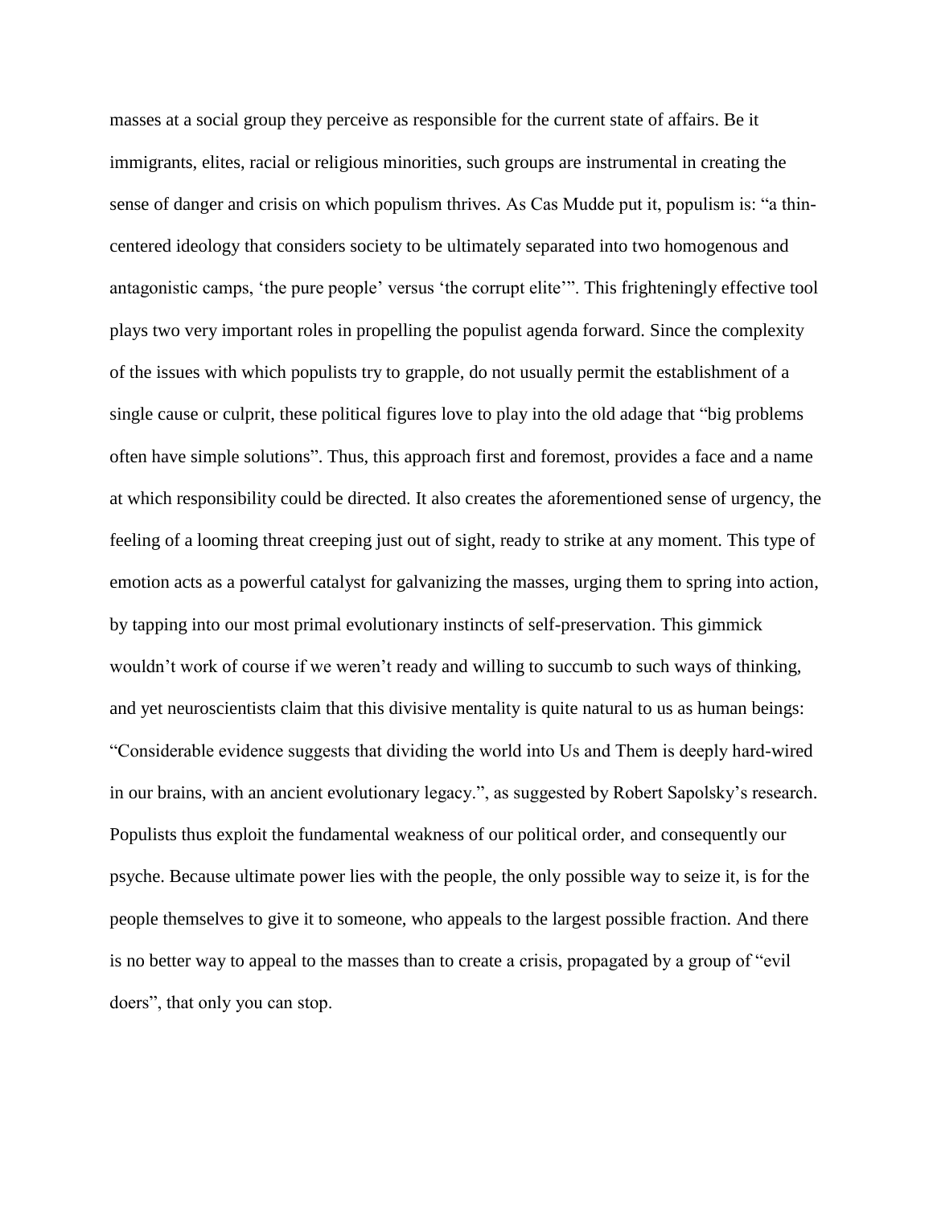masses at a social group they perceive as responsible for the current state of affairs. Be it immigrants, elites, racial or religious minorities, such groups are instrumental in creating the sense of danger and crisis on which populism thrives. As Cas Mudde put it, populism is: "a thin-centered ideology that considers society to be ultimately separated into two homogenous and antagonistic camps, 'the pure people' versus 'the corrupt elite'". This frighteningly effective tool plays two very important roles in propelling the populist agenda forward. Since the complexity of the issues with which populists try to grapple, do not usually permit the establishment of a single cause or culprit, these political figures love to play into the old adage that "big problems often have simple solutions". Thus, this approach first and foremost, provides a face and a name at which responsibility could be directed. It also creates the aforementioned sense of urgency, the feeling of a looming threat creeping just out of sight, ready to strike at any moment. This type of emotion acts as a powerful catalyst for galvanizing the masses, urging them to spring into action, by tapping into our most primal evolutionary instincts of self-preservation. This gimmick wouldn't work of course if we weren't ready and willing to succumb to such ways of thinking, and yet neuroscientists claim that this divisive mentality is quite natural to us as human beings: "Considerable evidence suggests that dividing the world into Us and Them is deeply hard-wired in our brains, with an ancient evolutionary legacy.", as suggested by Robert Sapolsky's research. Populists thus exploit the fundamental weakness of our political order, and consequently our psyche. Because ultimate power lies with the people, the only possible way to seize it, is for the people themselves to give it to someone, who appeals to the largest possible fraction. And there is no better way to appeal to the masses than to create a crisis, propagated by a group of "evil doers", that only you can stop.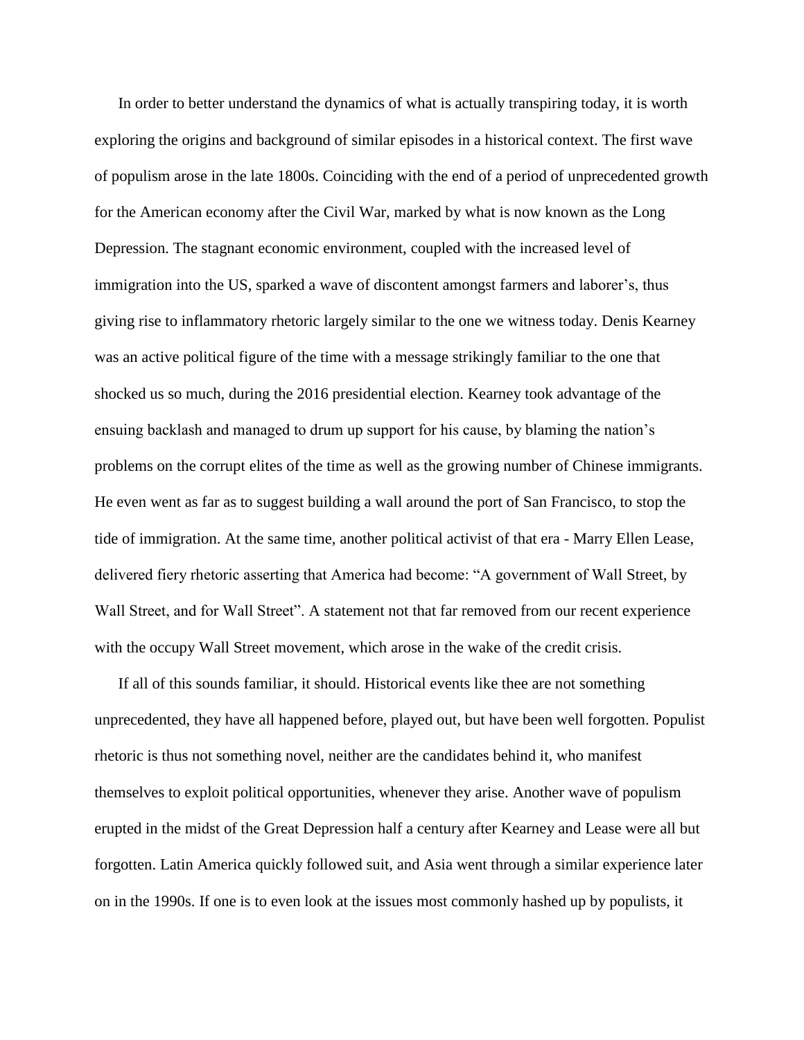In order to better understand the dynamics of what is actually transpiring today, it is worth exploring the origins and background of similar episodes in a historical context. The first wave of populism arose in the late 1800s. Coinciding with the end of a period of unprecedented growth for the American economy after the Civil War, marked by what is now known as the Long Depression. The stagnant economic environment, coupled with the increased level of immigration into the US, sparked a wave of discontent amongst farmers and laborer's, thus giving rise to inflammatory rhetoric largely similar to the one we witness today. Denis Kearney was an active political figure of the time with a message strikingly familiar to the one that shocked us so much, during the 2016 presidential election. Kearney took advantage of the ensuing backlash and managed to drum up support for his cause, by blaming the nation's problems on the corrupt elites of the time as well as the growing number of Chinese immigrants. He even went as far as to suggest building a wall around the port of San Francisco, to stop the tide of immigration. At the same time, another political activist of that era - Marry Ellen Lease, delivered fiery rhetoric asserting that America had become: "A government of Wall Street, by Wall Street, and for Wall Street". A statement not that far removed from our recent experience with the occupy Wall Street movement, which arose in the wake of the credit crisis.

If all of this sounds familiar, it should. Historical events like thee are not something unprecedented, they have all happened before, played out, but have been well forgotten. Populist rhetoric is thus not something novel, neither are the candidates behind it, who manifest themselves to exploit political opportunities, whenever they arise. Another wave of populism erupted in the midst of the Great Depression half a century after Kearney and Lease were all but forgotten. Latin America quickly followed suit, and Asia went through a similar experience later on in the 1990s. If one is to even look at the issues most commonly hashed up by populists, it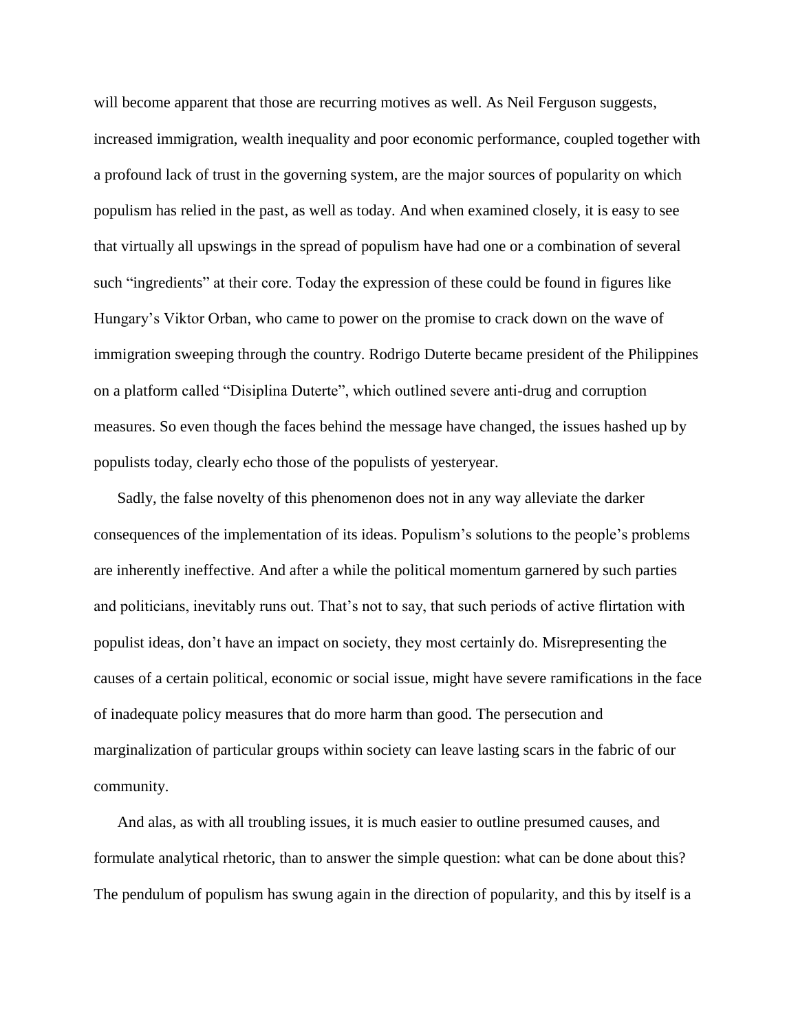will become apparent that those are recurring motives as well. As Neil Ferguson suggests, increased immigration, wealth inequality and poor economic performance, coupled together with a profound lack of trust in the governing system, are the major sources of popularity on which populism has relied in the past, as well as today. And when examined closely, it is easy to see that virtually all upswings in the spread of populism have had one or a combination of several such "ingredients" at their core. Today the expression of these could be found in figures like Hungary's Viktor Orban, who came to power on the promise to crack down on the wave of immigration sweeping through the country. Rodrigo Duterte became president of the Philippines on a platform called "Disiplina Duterte", which outlined severe anti-drug and corruption measures. So even though the faces behind the message have changed, the issues hashed up by populists today, clearly echo those of the populists of yesteryear.

Sadly, the false novelty of this phenomenon does not in any way alleviate the darker consequences of the implementation of its ideas. Populism's solutions to the people's problems are inherently ineffective. And after a while the political momentum garnered by such parties and politicians, inevitably runs out. That's not to say, that such periods of active flirtation with populist ideas, don't have an impact on society, they most certainly do. Misrepresenting the causes of a certain political, economic or social issue, might have severe ramifications in the face of inadequate policy measures that do more harm than good. The persecution and marginalization of particular groups within society can leave lasting scars in the fabric of our community.

And alas, as with all troubling issues, it is much easier to outline presumed causes, and formulate analytical rhetoric, than to answer the simple question: what can be done about this? The pendulum of populism has swung again in the direction of popularity, and this by itself is a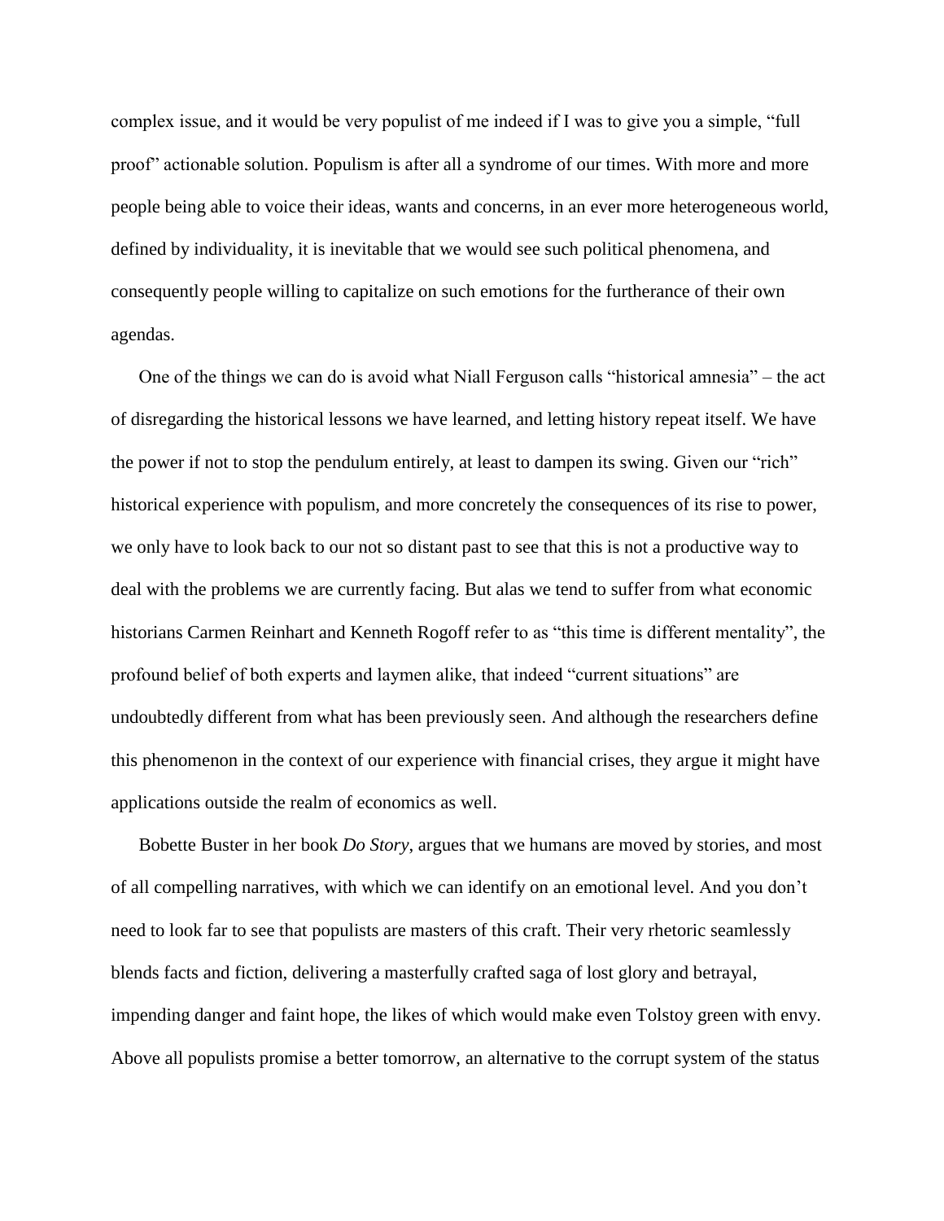complex issue, and it would be very populist of me indeed if I was to give you a simple, "full proof" actionable solution. Populism is after all a syndrome of our times. With more and more people being able to voice their ideas, wants and concerns, in an ever more heterogeneous world, defined by individuality, it is inevitable that we would see such political phenomena, and consequently people willing to capitalize on such emotions for the furtherance of their own agendas.

One of the things we can do is avoid what Niall Ferguson calls "historical amnesia" – the act of disregarding the historical lessons we have learned, and letting history repeat itself. We have the power if not to stop the pendulum entirely, at least to dampen its swing. Given our "rich" historical experience with populism, and more concretely the consequences of its rise to power, we only have to look back to our not so distant past to see that this is not a productive way to deal with the problems we are currently facing. But alas we tend to suffer from what economic historians Carmen Reinhart and Kenneth Rogoff refer to as "this time is different mentality", the profound belief of both experts and laymen alike, that indeed "current situations" are undoubtedly different from what has been previously seen. And although the researchers define this phenomenon in the context of our experience with financial crises, they argue it might have applications outside the realm of economics as well.

Bobette Buster in her book *Do Story*, argues that we humans are moved by stories, and most of all compelling narratives, with which we can identify on an emotional level. And you don't need to look far to see that populists are masters of this craft. Their very rhetoric seamlessly blends facts and fiction, delivering a masterfully crafted saga of lost glory and betrayal, impending danger and faint hope, the likes of which would make even Tolstoy green with envy. Above all populists promise a better tomorrow, an alternative to the corrupt system of the status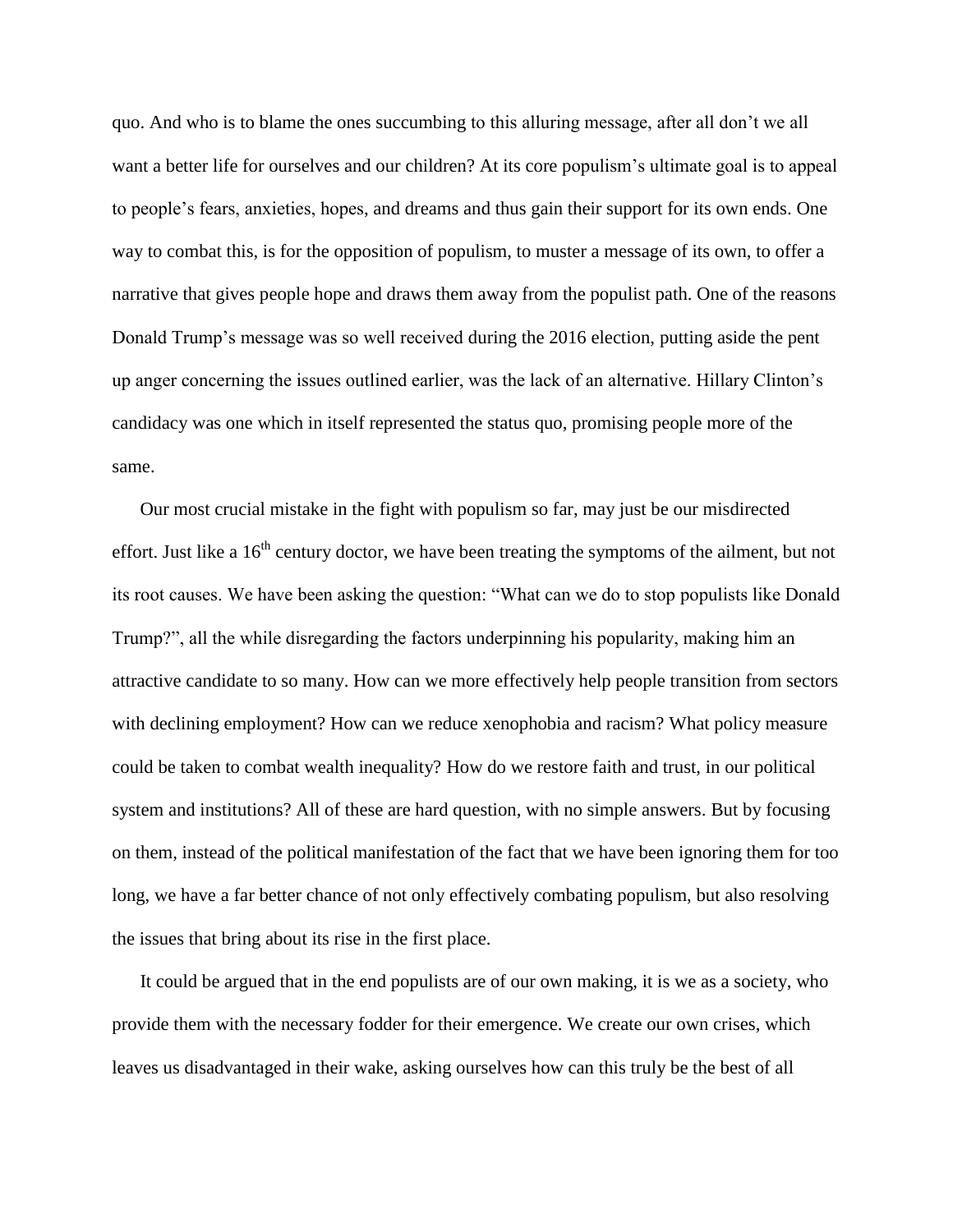quo. And who is to blame the ones succumbing to this alluring message, after all don't we all want a better life for ourselves and our children? At its core populism's ultimate goal is to appeal to people's fears, anxieties, hopes, and dreams and thus gain their support for its own ends. One way to combat this, is for the opposition of populism, to muster a message of its own, to offer a narrative that gives people hope and draws them away from the populist path. One of the reasons Donald Trump's message was so well received during the 2016 election, putting aside the pent up anger concerning the issues outlined earlier, was the lack of an alternative. Hillary Clinton's candidacy was one which in itself represented the status quo, promising people more of the same.

Our most crucial mistake in the fight with populism so far, may just be our misdirected effort. Just like a 16th century doctor, we have been treating the symptoms of the ailment, but not its root causes. We have been asking the question: "What can we do to stop populists like Donald Trump?", all the while disregarding the factors underpinning his popularity, making him an attractive candidate to so many. How can we more effectively help people transition from sectors with declining employment? How can we reduce xenophobia and racism? What policy measure could be taken to combat wealth inequality? How do we restore faith and trust, in our political system and institutions? All of these are hard question, with no simple answers. But by focusing on them, instead of the political manifestation of the fact that we have been ignoring them for too long, we have a far better chance of not only effectively combating populism, but also resolving the issues that bring about its rise in the first place.

It could be argued that in the end populists are of our own making, it is we as a society, who provide them with the necessary fodder for their emergence. We create our own crises, which leaves us disadvantaged in their wake, asking ourselves how can this truly be the best of all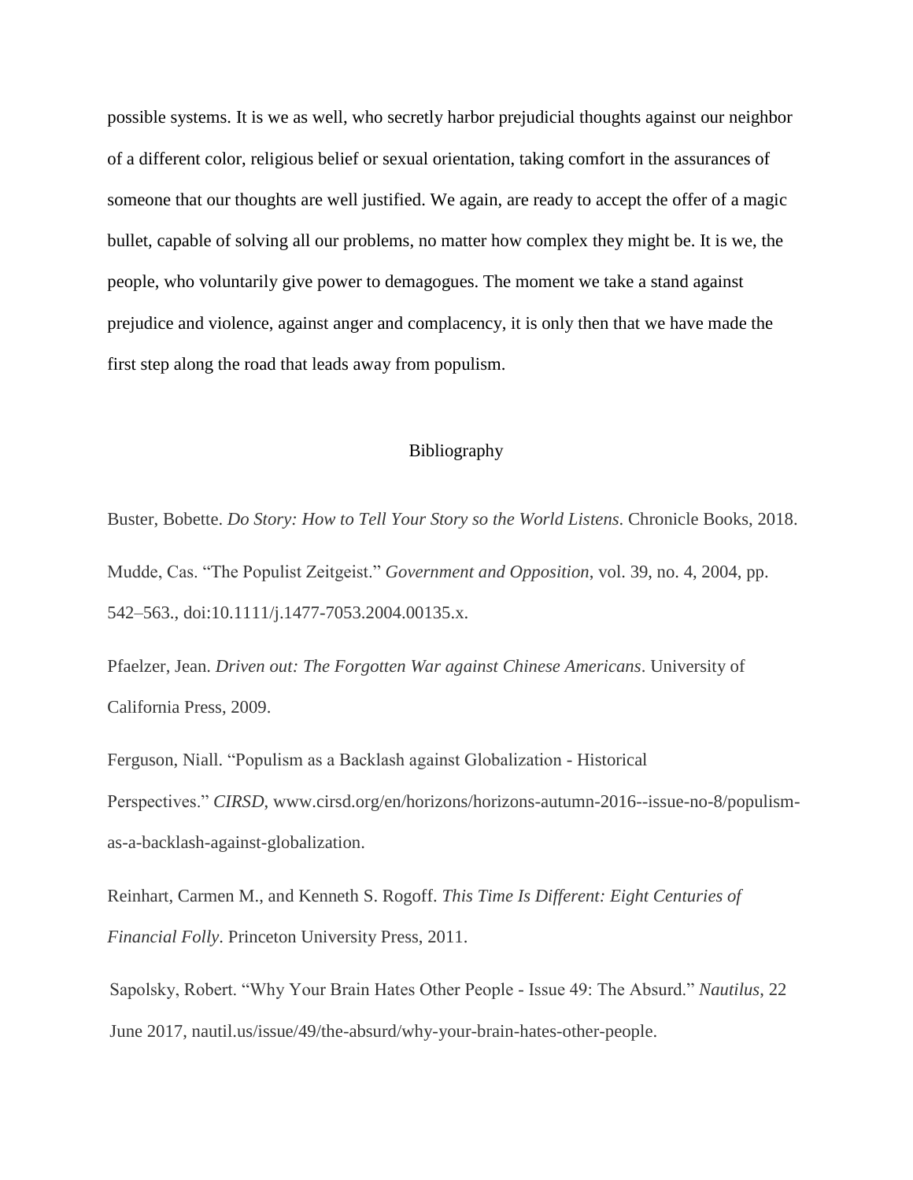possible systems. It is we as well, who secretly harbor prejudicial thoughts against our neighbor of a different color, religious belief or sexual orientation, taking comfort in the assurances of someone that our thoughts are well justified. We again, are ready to accept the offer of a magic bullet, capable of solving all our problems, no matter how complex they might be. It is we, the people, who voluntarily give power to demagogues. The moment we take a stand against prejudice and violence, against anger and complacency, it is only then that we have made the first step along the road that leads away from populism.

## Bibliography

Buster, Bobette. *Do Story: How to Tell Your Story so the World Listens*. Chronicle Books, 2018.

Mudde, Cas. "The Populist Zeitgeist." *Government and Opposition*, vol. 39, no. 4, 2004, pp. 542–563., doi:10.1111/j.1477-7053.2004.00135.x.

Pfaelzer, Jean. *Driven out: The Forgotten War against Chinese Americans*. University of California Press, 2009.

Ferguson, Niall. "Populism as a Backlash against Globalization - Historical Perspectives." *CIRSD*, www.cirsd.org/en/horizons/horizons-autumn-2016--issue-no-8/populism-as-a-backlash-against-globalization.

Reinhart, Carmen M., and Kenneth S. Rogoff. *This Time Is Different: Eight Centuries of Financial Folly*. Princeton University Press, 2011.

Sapolsky, Robert. "Why Your Brain Hates Other People - Issue 49: The Absurd." *Nautilus*, 22 June 2017, nautil.us/issue/49/the-absurd/why-your-brain-hates-other-people.